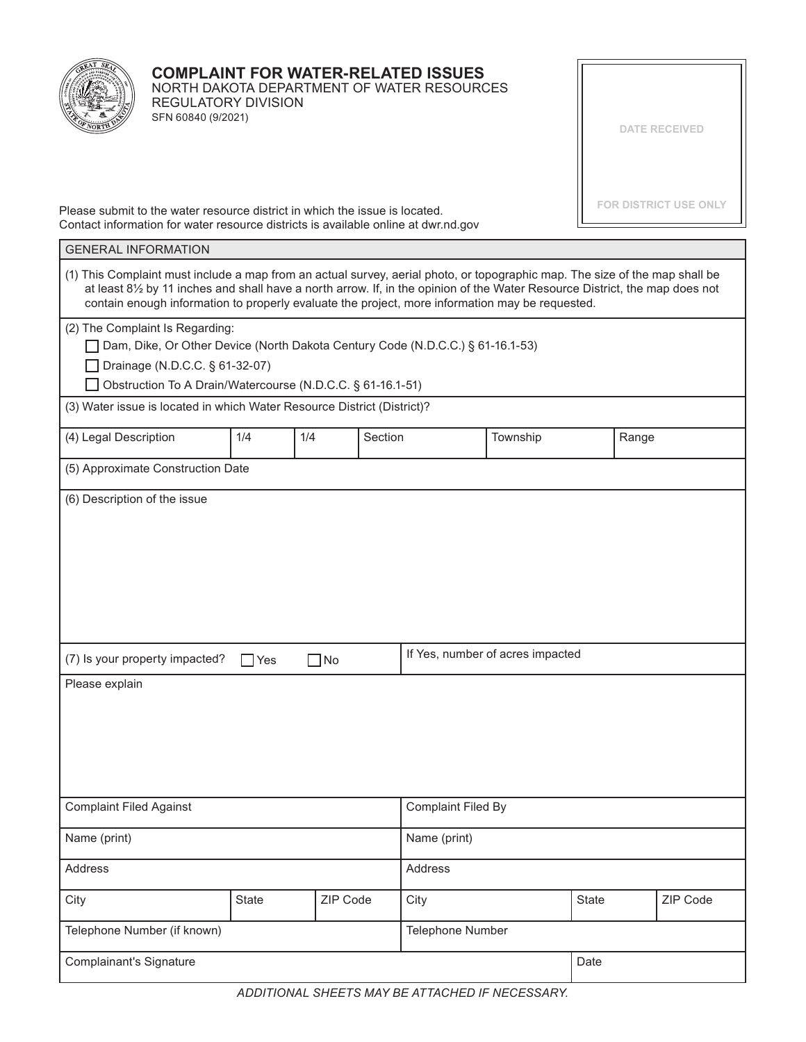# COMPLAINT FOR WATER-RELATED ISSUES

NORTH DAKOTA DEPARTMENT OF WATER RESOURCES
REGULATORY DIVISION
SFN 60840 (9/2021)

| DATE RECEIVED |
|---|
| FOR DISTRICT USE ONLY |

Please submit to the water resource district in which the issue is located.
Contact information for water resource districts is available online at dwr.nd.gov

## GENERAL INFORMATION

(1) This Complaint must include a map from an actual survey, aerial photo, or topographic map. The size of the map shall be at least 8½ by 11 inches and shall have a north arrow. If, in the opinion of the Water Resource District, the map does not contain enough information to properly evaluate the project, more information may be requested.

(2) The Complaint Is Regarding:

- ☐ Dam, Dike, Or Other Device (North Dakota Century Code (N.D.C.C.) § 61-16.1-53)
- ☐ Drainage (N.D.C.C. § 61-32-07)
- ☐ Obstruction To A Drain/Watercourse (N.D.C.C. § 61-16.1-51)

(3) Water issue is located in which Water Resource District (District)?

| (4) Legal Description | 1/4 | 1/4 | Section | Township | Range |
|---|---|---|---|---|---|

(5) Approximate Construction Date

(6) Description of the issue

(7) Is your property impacted? ☐ Yes ☐ No | If Yes, number of acres impacted

Please explain

| Complaint Filed Against | | | Complaint Filed By | | |
|---|---|---|---|---|---|
| Name (print) | | | Name (print) | | |
| Address | | | Address | | |
| City | State | ZIP Code | City | State | ZIP Code |
| Telephone Number (if known) | | | Telephone Number | | |

| Complainant's Signature | Date |
|---|---|

*ADDITIONAL SHEETS MAY BE ATTACHED IF NECESSARY.*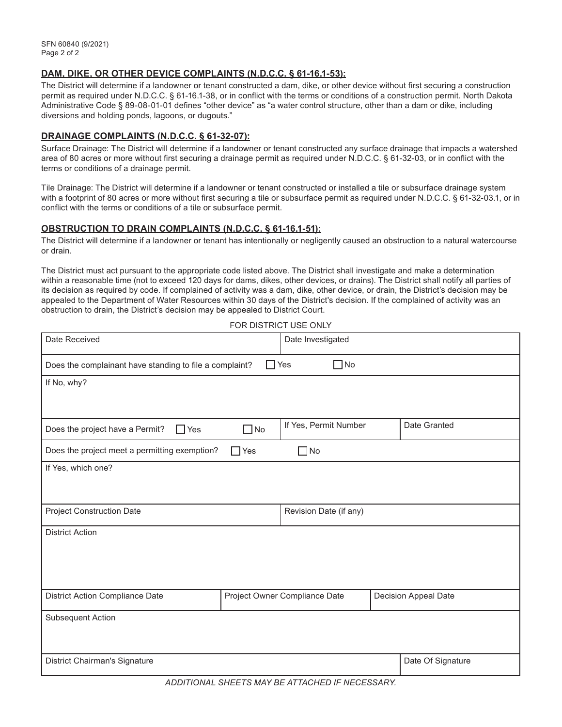## DAM, DIKE, OR OTHER DEVICE COMPLAINTS (N.D.C.C. § 61-16.1-53):

The District will determine if a landowner or tenant constructed a dam, dike, or other device without first securing a construction permit as required under N.D.C.C. § 61-16.1-38, or in conflict with the terms or conditions of a construction permit. North Dakota Administrative Code § 89-08-01-01 defines "other device" as "a water control structure, other than a dam or dike, including diversions and holding ponds, lagoons, or dugouts."

## DRAINAGE COMPLAINTS (N.D.C.C. § 61-32-07):

Surface Drainage: The District will determine if a landowner or tenant constructed any surface drainage that impacts a watershed area of 80 acres or more without first securing a drainage permit as required under N.D.C.C. § 61-32-03, or in conflict with the terms or conditions of a drainage permit.

Tile Drainage: The District will determine if a landowner or tenant constructed or installed a tile or subsurface drainage system with a footprint of 80 acres or more without first securing a tile or subsurface permit as required under N.D.C.C. § 61-32-03.1, or in conflict with the terms or conditions of a tile or subsurface permit.

## OBSTRUCTION TO DRAIN COMPLAINTS (N.D.C.C. § 61-16.1-51):

The District will determine if a landowner or tenant has intentionally or negligently caused an obstruction to a natural watercourse or drain.

The District must act pursuant to the appropriate code listed above. The District shall investigate and make a determination within a reasonable time (not to exceed 120 days for dams, dikes, other devices, or drains). The District shall notify all parties of its decision as required by code. If complained of activity was a dam, dike, other device, or drain, the District's decision may be appealed to the Department of Water Resources within 30 days of the District's decision. If the complained of activity was an obstruction to drain, the District's decision may be appealed to District Court.

FOR DISTRICT USE ONLY

| | | |
|---|---|---|
| Date Received | Date Investigated | |
| Does the complainant have standing to file a complaint? ☐ Yes ☐ No | | |
| If No, why? | | |
| Does the project have a Permit? ☐ Yes ☐ No | If Yes, Permit Number | Date Granted |
| Does the project meet a permitting exemption? ☐ Yes ☐ No | | |
| If Yes, which one? | | |
| Project Construction Date | Revision Date (if any) | |
| District Action | | |
| District Action Compliance Date | Project Owner Compliance Date | Decision Appeal Date |
| Subsequent Action | | |
| District Chairman's Signature | | Date Of Signature |

*ADDITIONAL SHEETS MAY BE ATTACHED IF NECESSARY.*